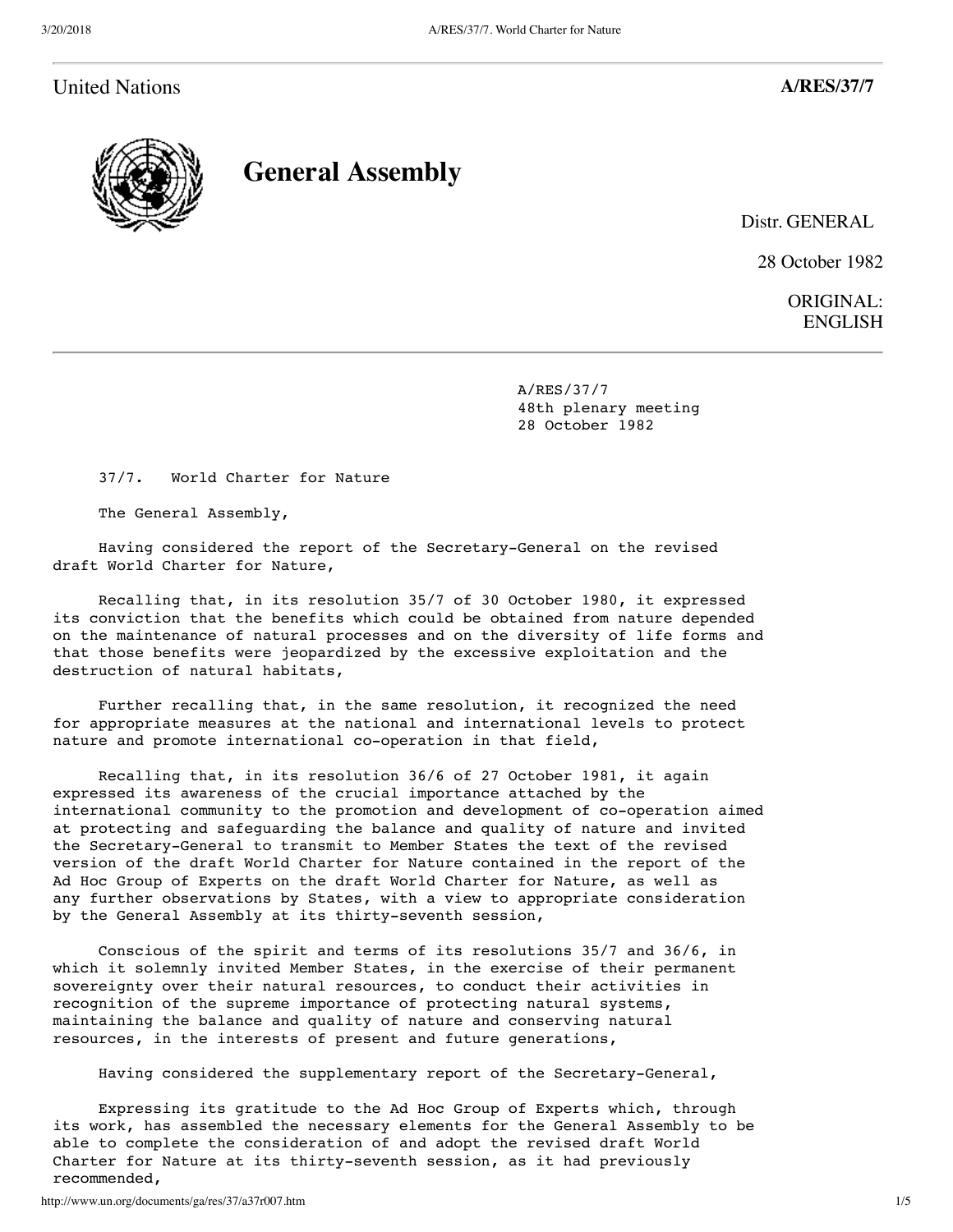United Nations **A/RES/37/7**

# General Assembly

Distr. GENERAL

28 October 1982

ORIGINAL: ENGLISH

A/RES/37/7
48th plenary meeting
28 October 1982

37/7. World Charter for Nature

The General Assembly,

Having considered the report of the Secretary-General on the revised draft World Charter for Nature,

Recalling that, in its resolution 35/7 of 30 October 1980, it expressed its conviction that the benefits which could be obtained from nature depended on the maintenance of natural processes and on the diversity of life forms and that those benefits were jeopardized by the excessive exploitation and the destruction of natural habitats,

Further recalling that, in the same resolution, it recognized the need for appropriate measures at the national and international levels to protect nature and promote international co-operation in that field,

Recalling that, in its resolution 36/6 of 27 October 1981, it again expressed its awareness of the crucial importance attached by the international community to the promotion and development of co-operation aimed at protecting and safeguarding the balance and quality of nature and invited the Secretary-General to transmit to Member States the text of the revised version of the draft World Charter for Nature contained in the report of the Ad Hoc Group of Experts on the draft World Charter for Nature, as well as any further observations by States, with a view to appropriate consideration by the General Assembly at its thirty-seventh session,

Conscious of the spirit and terms of its resolutions 35/7 and 36/6, in which it solemnly invited Member States, in the exercise of their permanent sovereignty over their natural resources, to conduct their activities in recognition of the supreme importance of protecting natural systems, maintaining the balance and quality of nature and conserving natural resources, in the interests of present and future generations,

Having considered the supplementary report of the Secretary-General,

Expressing its gratitude to the Ad Hoc Group of Experts which, through its work, has assembled the necessary elements for the General Assembly to be able to complete the consideration of and adopt the revised draft World Charter for Nature at its thirty-seventh session, as it had previously recommended,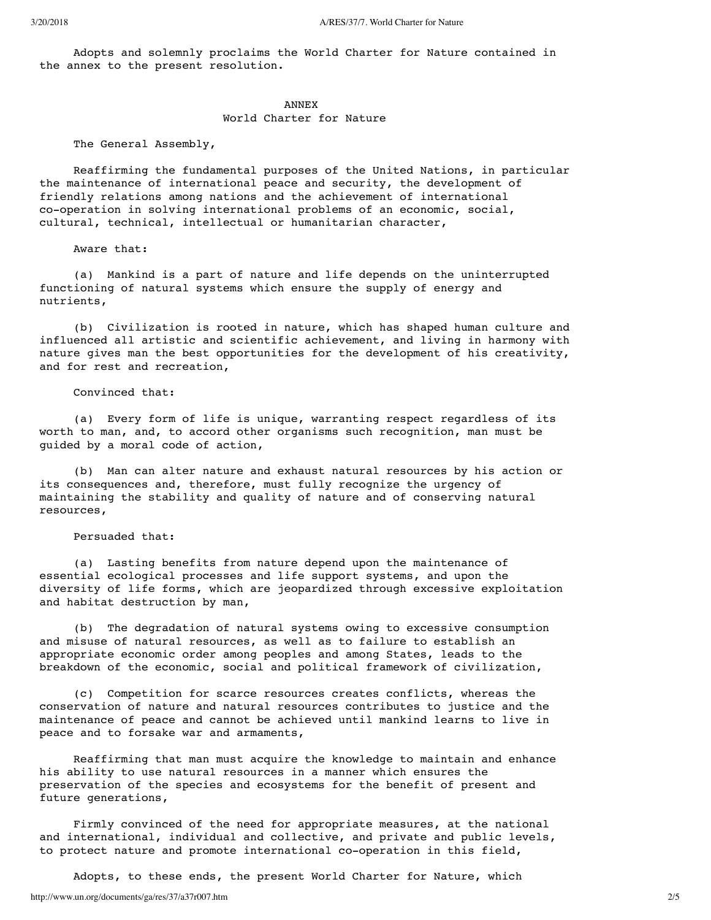Adopts and solemnly proclaims the World Charter for Nature contained in the annex to the present resolution.

## ANNEX
## World Charter for Nature

The General Assembly,

Reaffirming the fundamental purposes of the United Nations, in particular the maintenance of international peace and security, the development of friendly relations among nations and the achievement of international co-operation in solving international problems of an economic, social, cultural, technical, intellectual or humanitarian character,

Aware that:

(a) Mankind is a part of nature and life depends on the uninterrupted functioning of natural systems which ensure the supply of energy and nutrients,

(b) Civilization is rooted in nature, which has shaped human culture and influenced all artistic and scientific achievement, and living in harmony with nature gives man the best opportunities for the development of his creativity, and for rest and recreation,

Convinced that:

(a) Every form of life is unique, warranting respect regardless of its worth to man, and, to accord other organisms such recognition, man must be guided by a moral code of action,

(b) Man can alter nature and exhaust natural resources by his action or its consequences and, therefore, must fully recognize the urgency of maintaining the stability and quality of nature and of conserving natural resources,

Persuaded that:

(a) Lasting benefits from nature depend upon the maintenance of essential ecological processes and life support systems, and upon the diversity of life forms, which are jeopardized through excessive exploitation and habitat destruction by man,

(b) The degradation of natural systems owing to excessive consumption and misuse of natural resources, as well as to failure to establish an appropriate economic order among peoples and among States, leads to the breakdown of the economic, social and political framework of civilization,

(c) Competition for scarce resources creates conflicts, whereas the conservation of nature and natural resources contributes to justice and the maintenance of peace and cannot be achieved until mankind learns to live in peace and to forsake war and armaments,

Reaffirming that man must acquire the knowledge to maintain and enhance his ability to use natural resources in a manner which ensures the preservation of the species and ecosystems for the benefit of present and future generations,

Firmly convinced of the need for appropriate measures, at the national and international, individual and collective, and private and public levels, to protect nature and promote international co-operation in this field,

Adopts, to these ends, the present World Charter for Nature, which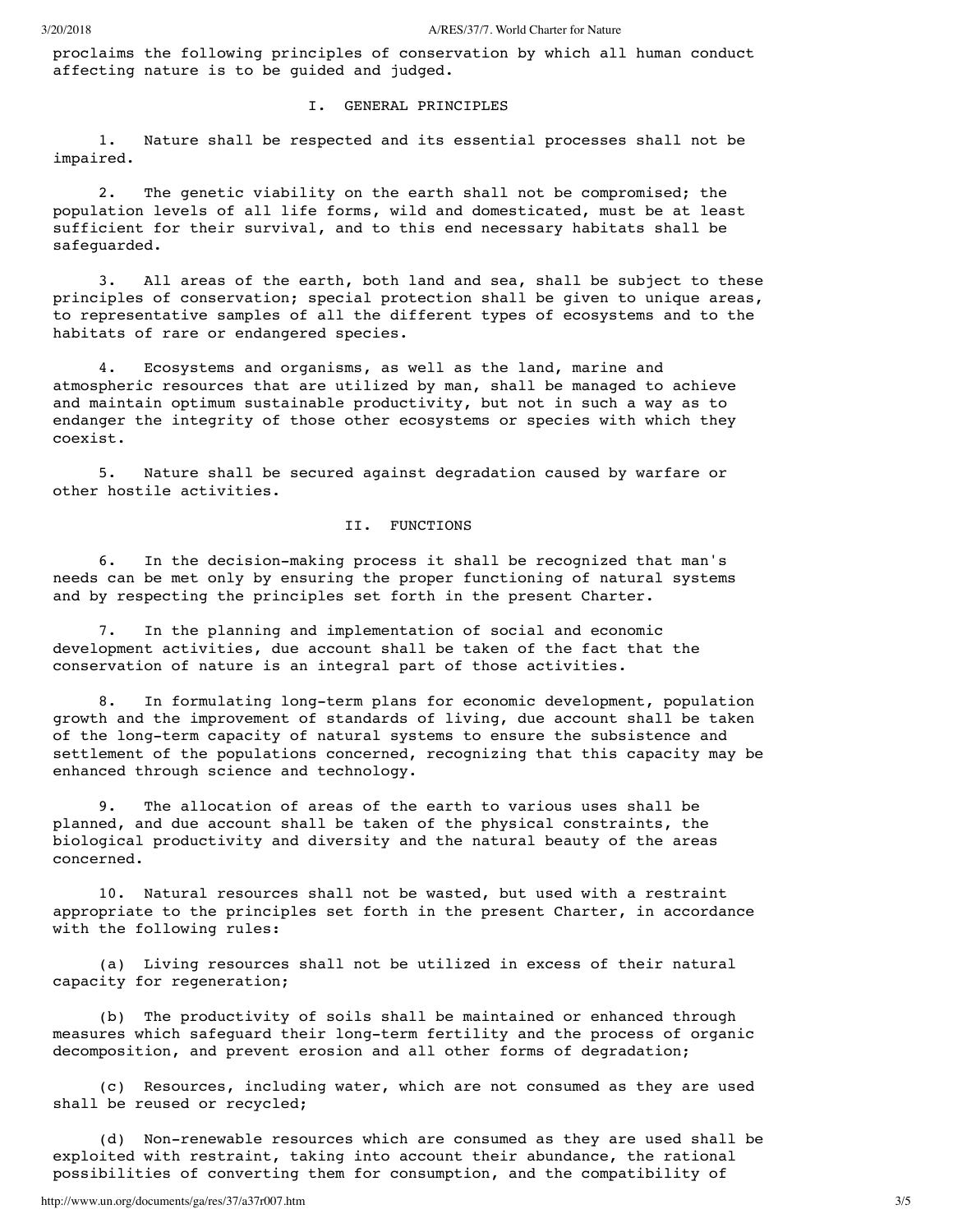proclaims the following principles of conservation by which all human conduct affecting nature is to be guided and judged.

## I. GENERAL PRINCIPLES

1. Nature shall be respected and its essential processes shall not be impaired.

2. The genetic viability on the earth shall not be compromised; the population levels of all life forms, wild and domesticated, must be at least sufficient for their survival, and to this end necessary habitats shall be safeguarded.

3. All areas of the earth, both land and sea, shall be subject to these principles of conservation; special protection shall be given to unique areas, to representative samples of all the different types of ecosystems and to the habitats of rare or endangered species.

4. Ecosystems and organisms, as well as the land, marine and atmospheric resources that are utilized by man, shall be managed to achieve and maintain optimum sustainable productivity, but not in such a way as to endanger the integrity of those other ecosystems or species with which they coexist.

5. Nature shall be secured against degradation caused by warfare or other hostile activities.

## II. FUNCTIONS

6. In the decision-making process it shall be recognized that man's needs can be met only by ensuring the proper functioning of natural systems and by respecting the principles set forth in the present Charter.

7. In the planning and implementation of social and economic development activities, due account shall be taken of the fact that the conservation of nature is an integral part of those activities.

8. In formulating long-term plans for economic development, population growth and the improvement of standards of living, due account shall be taken of the long-term capacity of natural systems to ensure the subsistence and settlement of the populations concerned, recognizing that this capacity may be enhanced through science and technology.

9. The allocation of areas of the earth to various uses shall be planned, and due account shall be taken of the physical constraints, the biological productivity and diversity and the natural beauty of the areas concerned.

10. Natural resources shall not be wasted, but used with a restraint appropriate to the principles set forth in the present Charter, in accordance with the following rules:

(a) Living resources shall not be utilized in excess of their natural capacity for regeneration;

(b) The productivity of soils shall be maintained or enhanced through measures which safeguard their long-term fertility and the process of organic decomposition, and prevent erosion and all other forms of degradation;

(c) Resources, including water, which are not consumed as they are used shall be reused or recycled;

(d) Non-renewable resources which are consumed as they are used shall be exploited with restraint, taking into account their abundance, the rational possibilities of converting them for consumption, and the compatibility of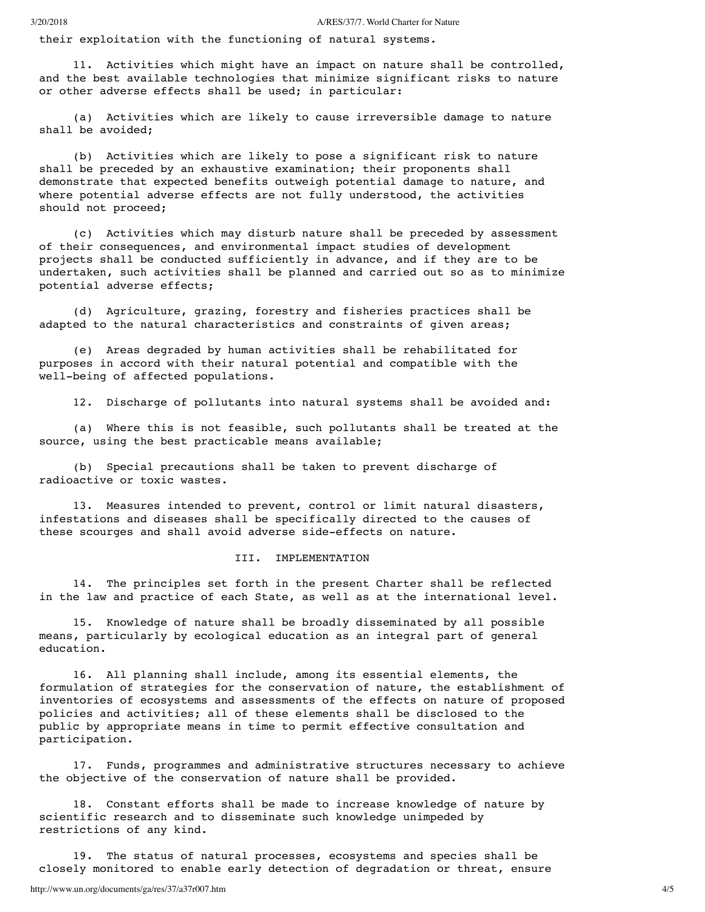their exploitation with the functioning of natural systems.

11. Activities which might have an impact on nature shall be controlled, and the best available technologies that minimize significant risks to nature or other adverse effects shall be used; in particular:

(a) Activities which are likely to cause irreversible damage to nature shall be avoided;

(b) Activities which are likely to pose a significant risk to nature shall be preceded by an exhaustive examination; their proponents shall demonstrate that expected benefits outweigh potential damage to nature, and where potential adverse effects are not fully understood, the activities should not proceed;

(c) Activities which may disturb nature shall be preceded by assessment of their consequences, and environmental impact studies of development projects shall be conducted sufficiently in advance, and if they are to be undertaken, such activities shall be planned and carried out so as to minimize potential adverse effects;

(d) Agriculture, grazing, forestry and fisheries practices shall be adapted to the natural characteristics and constraints of given areas;

(e) Areas degraded by human activities shall be rehabilitated for purposes in accord with their natural potential and compatible with the well-being of affected populations.

12. Discharge of pollutants into natural systems shall be avoided and:

(a) Where this is not feasible, such pollutants shall be treated at the source, using the best practicable means available;

(b) Special precautions shall be taken to prevent discharge of radioactive or toxic wastes.

13. Measures intended to prevent, control or limit natural disasters, infestations and diseases shall be specifically directed to the causes of these scourges and shall avoid adverse side-effects on nature.

## III. IMPLEMENTATION

14. The principles set forth in the present Charter shall be reflected in the law and practice of each State, as well as at the international level.

15. Knowledge of nature shall be broadly disseminated by all possible means, particularly by ecological education as an integral part of general education.

16. All planning shall include, among its essential elements, the formulation of strategies for the conservation of nature, the establishment of inventories of ecosystems and assessments of the effects on nature of proposed policies and activities; all of these elements shall be disclosed to the public by appropriate means in time to permit effective consultation and participation.

17. Funds, programmes and administrative structures necessary to achieve the objective of the conservation of nature shall be provided.

18. Constant efforts shall be made to increase knowledge of nature by scientific research and to disseminate such knowledge unimpeded by restrictions of any kind.

19. The status of natural processes, ecosystems and species shall be closely monitored to enable early detection of degradation or threat, ensure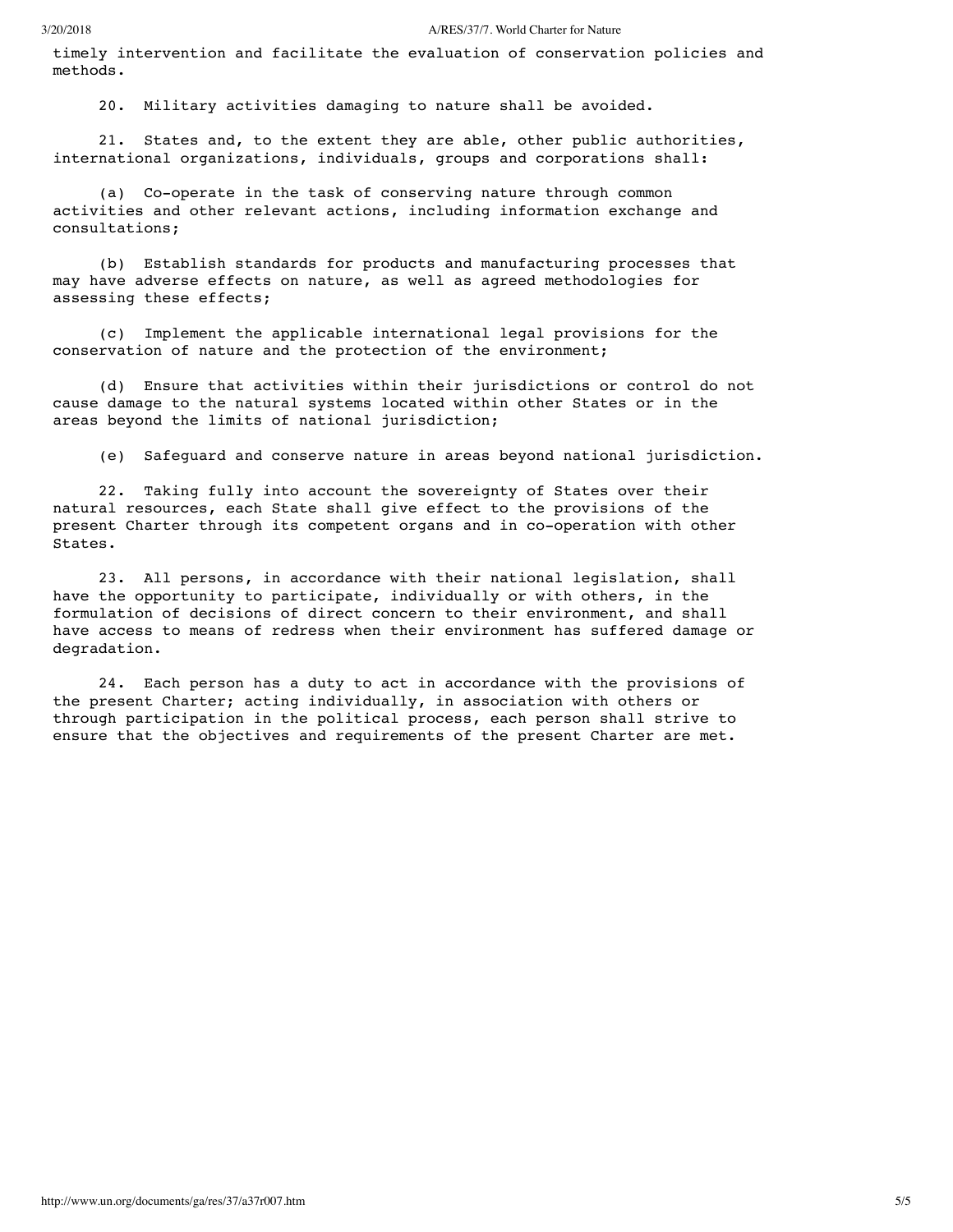timely intervention and facilitate the evaluation of conservation policies and methods.

20. Military activities damaging to nature shall be avoided.

21. States and, to the extent they are able, other public authorities, international organizations, individuals, groups and corporations shall:

(a) Co-operate in the task of conserving nature through common activities and other relevant actions, including information exchange and consultations;

(b) Establish standards for products and manufacturing processes that may have adverse effects on nature, as well as agreed methodologies for assessing these effects;

(c) Implement the applicable international legal provisions for the conservation of nature and the protection of the environment;

(d) Ensure that activities within their jurisdictions or control do not cause damage to the natural systems located within other States or in the areas beyond the limits of national jurisdiction;

(e) Safeguard and conserve nature in areas beyond national jurisdiction.

22. Taking fully into account the sovereignty of States over their natural resources, each State shall give effect to the provisions of the present Charter through its competent organs and in co-operation with other States.

23. All persons, in accordance with their national legislation, shall have the opportunity to participate, individually or with others, in the formulation of decisions of direct concern to their environment, and shall have access to means of redress when their environment has suffered damage or degradation.

24. Each person has a duty to act in accordance with the provisions of the present Charter; acting individually, in association with others or through participation in the political process, each person shall strive to ensure that the objectives and requirements of the present Charter are met.